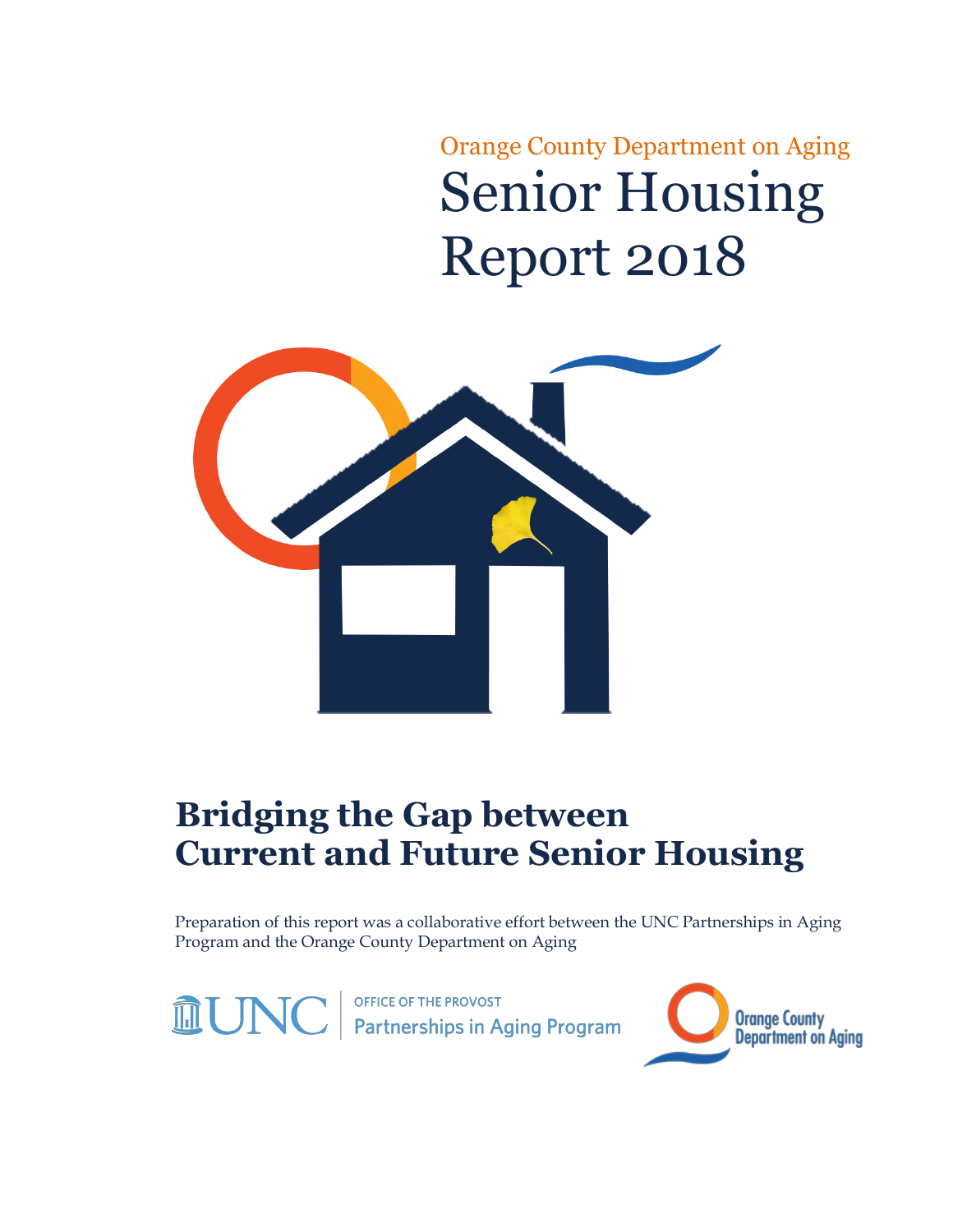Orange County Department on Aging

# Senior Housing Report 2018

## Bridging the Gap between Current and Future Senior Housing

Preparation of this report was a collaborative effort between the UNC Partnerships in Aging Program and the Orange County Department on Aging

UNC | OFFICE OF THE PROVOST Partnerships in Aging Program

Orange County Department on Aging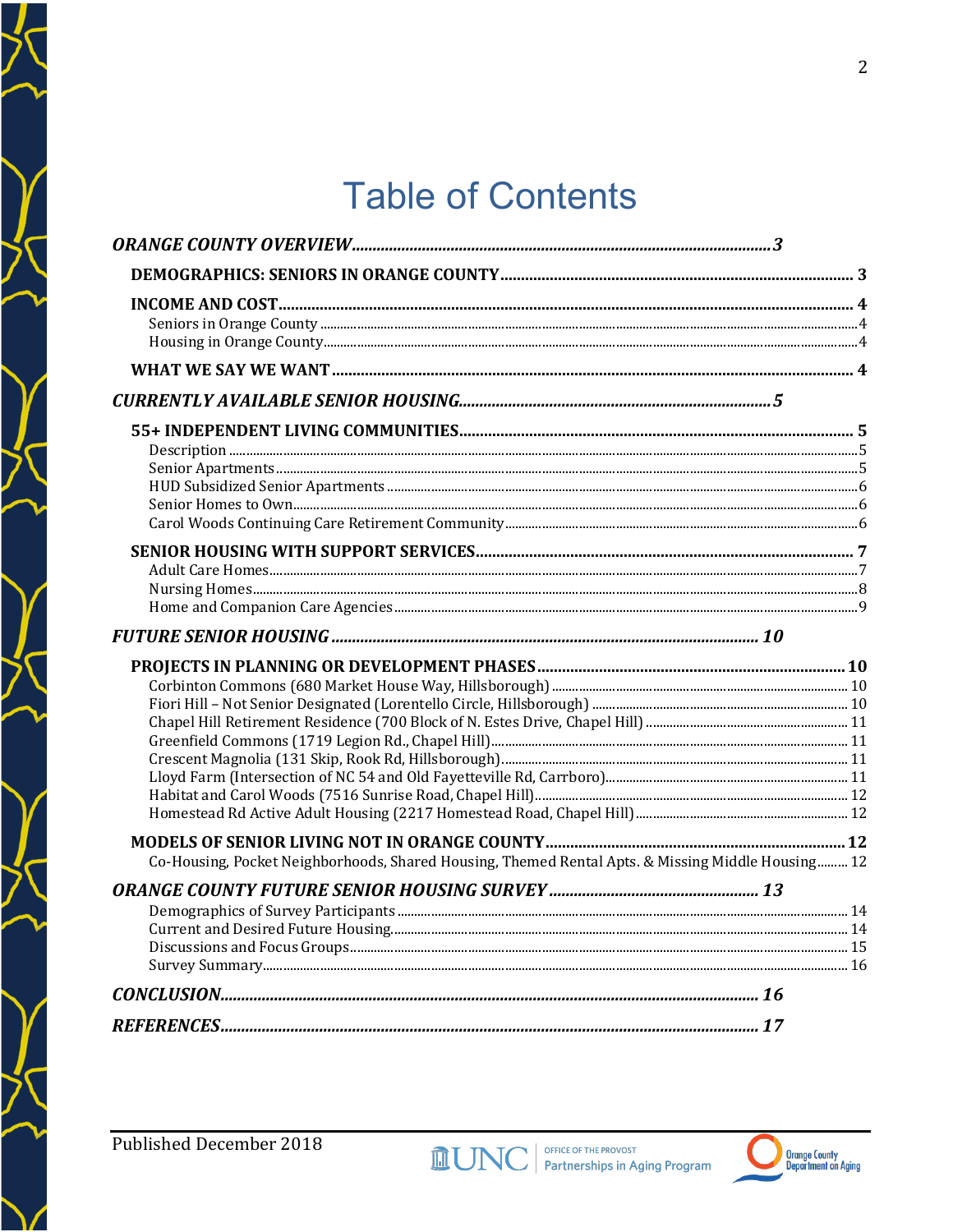# Table of Contents

***ORANGE COUNTY OVERVIEW*** .................................................................. ***3***

**DEMOGRAPHICS: SENIORS IN ORANGE COUNTY** .................................................................. **3**

**INCOME AND COST** .................................................................. **4**

Seniors in Orange County .................................................................. 4

Housing in Orange County .................................................................. 4

**WHAT WE SAY WE WANT** .................................................................. **4**

***CURRENTLY AVAILABLE SENIOR HOUSING*** .................................................................. ***5***

**55+ INDEPENDENT LIVING COMMUNITIES** .................................................................. **5**

Description .................................................................. 5

Senior Apartments .................................................................. 5

HUD Subsidized Senior Apartments .................................................................. 6

Senior Homes to Own .................................................................. 6

Carol Woods Continuing Care Retirement Community .................................................................. 6

**SENIOR HOUSING WITH SUPPORT SERVICES** .................................................................. **7**

Adult Care Homes .................................................................. 7

Nursing Homes .................................................................. 8

Home and Companion Care Agencies .................................................................. 9

***FUTURE SENIOR HOUSING*** .................................................................. ***10***

**PROJECTS IN PLANNING OR DEVELOPMENT PHASES** .................................................................. **10**

Corbinton Commons (680 Market House Way, Hillsborough) .................................................................. 10

Fiori Hill – Not Senior Designated (Lorentello Circle, Hillsborough) .................................................................. 10

Chapel Hill Retirement Residence (700 Block of N. Estes Drive, Chapel Hill) .................................................................. 11

Greenfield Commons (1719 Legion Rd., Chapel Hill) .................................................................. 11

Crescent Magnolia (131 Skip, Rook Rd, Hillsborough) .................................................................. 11

Lloyd Farm (Intersection of NC 54 and Old Fayetteville Rd, Carrboro) .................................................................. 11

Habitat and Carol Woods (7516 Sunrise Road, Chapel Hill) .................................................................. 12

Homestead Rd Active Adult Housing (2217 Homestead Road, Chapel Hill) .................................................................. 12

**MODELS OF SENIOR LIVING NOT IN ORANGE COUNTY** .................................................................. **12**

Co-Housing, Pocket Neighborhoods, Shared Housing, Themed Rental Apts. & Missing Middle Housing .................................................................. 12

***ORANGE COUNTY FUTURE SENIOR HOUSING SURVEY*** .................................................................. ***13***

Demographics of Survey Participants .................................................................. 14

Current and Desired Future Housing .................................................................. 14

Discussions and Focus Groups .................................................................. 15

Survey Summary .................................................................. 16

***CONCLUSION*** .................................................................. ***16***

***REFERENCES*** .................................................................. ***17***

Published December 2018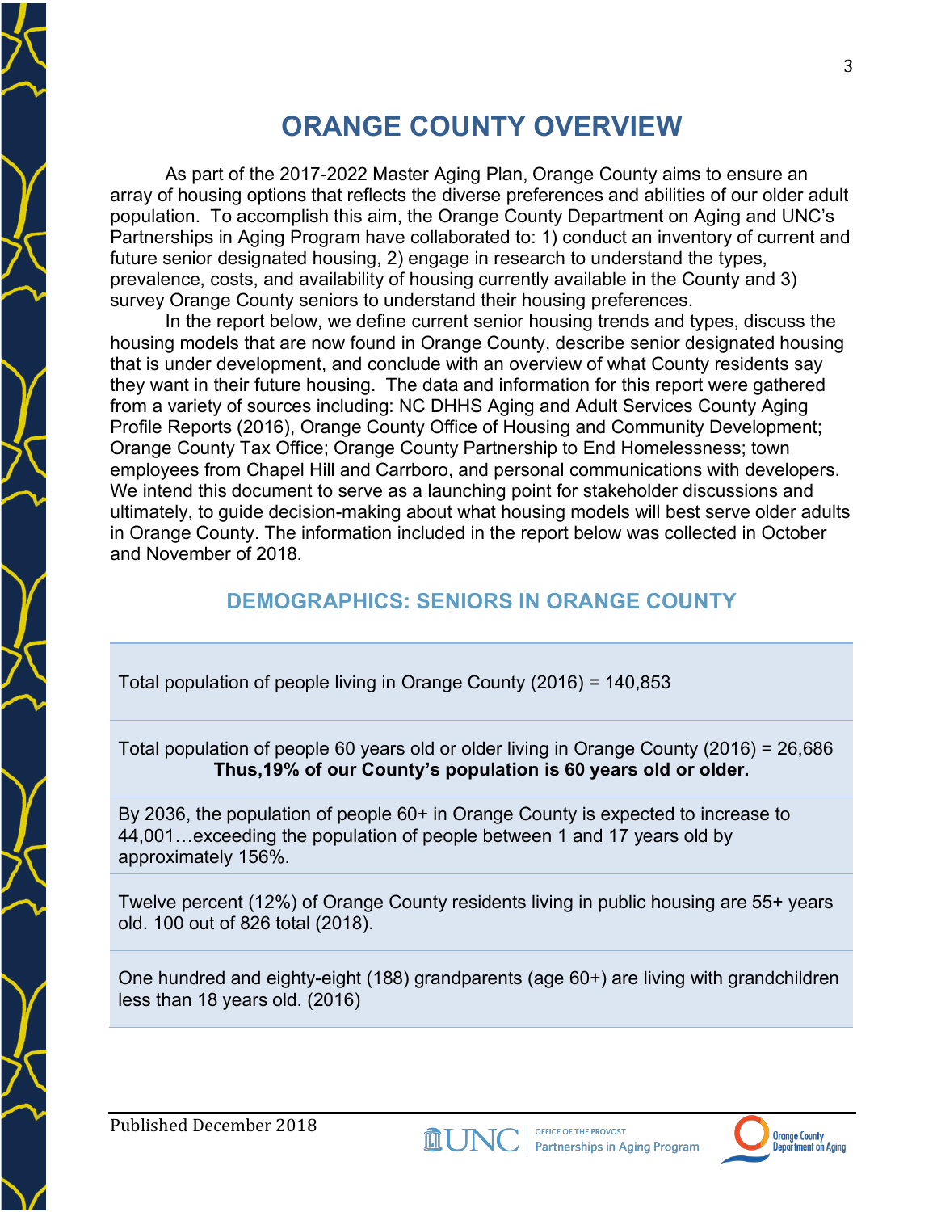# ORANGE COUNTY OVERVIEW

As part of the 2017-2022 Master Aging Plan, Orange County aims to ensure an array of housing options that reflects the diverse preferences and abilities of our older adult population. To accomplish this aim, the Orange County Department on Aging and UNC's Partnerships in Aging Program have collaborated to: 1) conduct an inventory of current and future senior designated housing, 2) engage in research to understand the types, prevalence, costs, and availability of housing currently available in the County and 3) survey Orange County seniors to understand their housing preferences.

In the report below, we define current senior housing trends and types, discuss the housing models that are now found in Orange County, describe senior designated housing that is under development, and conclude with an overview of what County residents say they want in their future housing. The data and information for this report were gathered from a variety of sources including: NC DHHS Aging and Adult Services County Aging Profile Reports (2016), Orange County Office of Housing and Community Development; Orange County Tax Office; Orange County Partnership to End Homelessness; town employees from Chapel Hill and Carrboro, and personal communications with developers. We intend this document to serve as a launching point for stakeholder discussions and ultimately, to guide decision-making about what housing models will best serve older adults in Orange County. The information included in the report below was collected in October and November of 2018.

## DEMOGRAPHICS: SENIORS IN ORANGE COUNTY

Total population of people living in Orange County (2016) = 140,853

Total population of people 60 years old or older living in Orange County (2016) = 26,686
**Thus,19% of our County's population is 60 years old or older.**

By 2036, the population of people 60+ in Orange County is expected to increase to 44,001…exceeding the population of people between 1 and 17 years old by approximately 156%.

Twelve percent (12%) of Orange County residents living in public housing are 55+ years old. 100 out of 826 total (2018).

One hundred and eighty-eight (188) grandparents (age 60+) are living with grandchildren less than 18 years old. (2016)

Published December 2018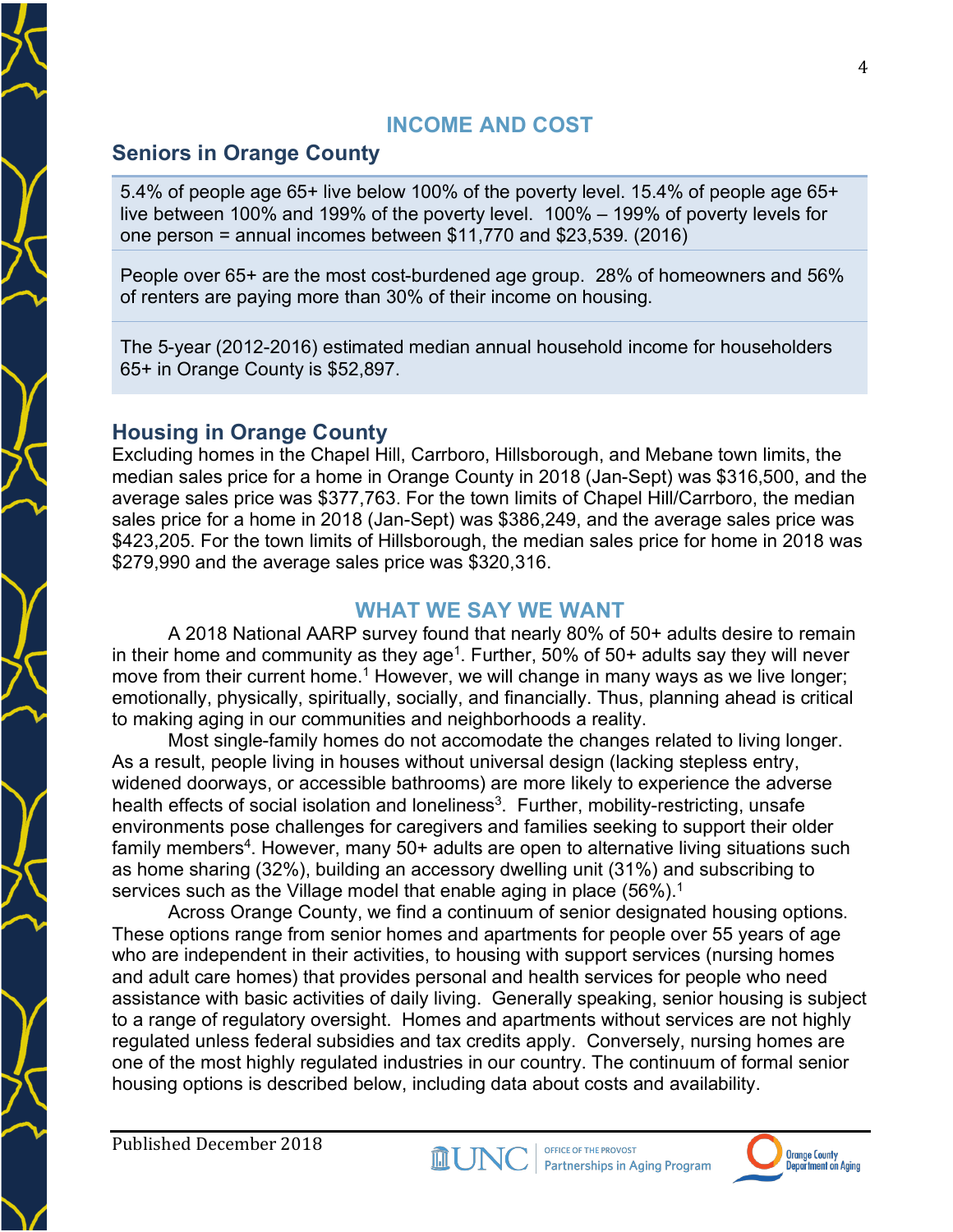## INCOME AND COST

### Seniors in Orange County

5.4% of people age 65+ live below 100% of the poverty level. 15.4% of people age 65+ live between 100% and 199% of the poverty level. 100% – 199% of poverty levels for one person = annual incomes between $11,770 and $23,539. (2016)

People over 65+ are the most cost-burdened age group. 28% of homeowners and 56% of renters are paying more than 30% of their income on housing.

The 5-year (2012-2016) estimated median annual household income for householders 65+ in Orange County is $52,897.

### Housing in Orange County

Excluding homes in the Chapel Hill, Carrboro, Hillsborough, and Mebane town limits, the median sales price for a home in Orange County in 2018 (Jan-Sept) was $316,500, and the average sales price was $377,763. For the town limits of Chapel Hill/Carrboro, the median sales price for a home in 2018 (Jan-Sept) was $386,249, and the average sales price was $423,205. For the town limits of Hillsborough, the median sales price for home in 2018 was $279,990 and the average sales price was $320,316.

## WHAT WE SAY WE WANT

A 2018 National AARP survey found that nearly 80% of 50+ adults desire to remain in their home and community as they age[1]. Further, 50% of 50+ adults say they will never move from their current home.[1] However, we will change in many ways as we live longer; emotionally, physically, spiritually, socially, and financially. Thus, planning ahead is critical to making aging in our communities and neighborhoods a reality.

Most single-family homes do not accomodate the changes related to living longer. As a result, people living in houses without universal design (lacking stepless entry, widened doorways, or accessible bathrooms) are more likely to experience the adverse health effects of social isolation and loneliness[3]. Further, mobility-restricting, unsafe environments pose challenges for caregivers and families seeking to support their older family members[4]. However, many 50+ adults are open to alternative living situations such as home sharing (32%), building an accessory dwelling unit (31%) and subscribing to services such as the Village model that enable aging in place (56%).[1]

Across Orange County, we find a continuum of senior designated housing options. These options range from senior homes and apartments for people over 55 years of age who are independent in their activities, to housing with support services (nursing homes and adult care homes) that provides personal and health services for people who need assistance with basic activities of daily living. Generally speaking, senior housing is subject to a range of regulatory oversight. Homes and apartments without services are not highly regulated unless federal subsidies and tax credits apply. Conversely, nursing homes are one of the most highly regulated industries in our country. The continuum of formal senior housing options is described below, including data about costs and availability.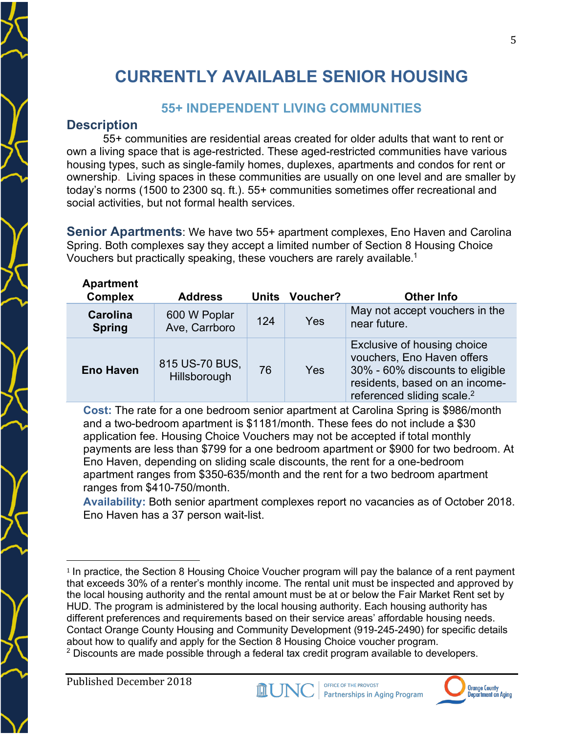# CURRENTLY AVAILABLE SENIOR HOUSING

## 55+ INDEPENDENT LIVING COMMUNITIES

### Description

55+ communities are residential areas created for older adults that want to rent or own a living space that is age-restricted. These aged-restricted communities have various housing types, such as single-family homes, duplexes, apartments and condos for rent or ownership. Living spaces in these communities are usually on one level and are smaller by today's norms (1500 to 2300 sq. ft.). 55+ communities sometimes offer recreational and social activities, but not formal health services.

**Senior Apartments**: We have two 55+ apartment complexes, Eno Haven and Carolina Spring. Both complexes say they accept a limited number of Section 8 Housing Choice Vouchers but practically speaking, these vouchers are rarely available.[1]

| Apartment Complex | Address | Units | Voucher? | Other Info |
|---|---|---|---|---|
| **Carolina Spring** | 600 W Poplar Ave, Carrboro | 124 | Yes | May not accept vouchers in the near future. |
| **Eno Haven** | 815 US-70 BUS, Hillsborough | 76 | Yes | Exclusive of housing choice vouchers, Eno Haven offers 30% - 60% discounts to eligible residents, based on an income-referenced sliding scale.[2] |

**Cost:** The rate for a one bedroom senior apartment at Carolina Spring is $986/month and a two-bedroom apartment is $1181/month. These fees do not include a $30 application fee. Housing Choice Vouchers may not be accepted if total monthly payments are less than $799 for a one bedroom apartment or $900 for two bedroom. At Eno Haven, depending on sliding scale discounts, the rent for a one-bedroom apartment ranges from $350-635/month and the rent for a two bedroom apartment ranges from $410-750/month.

**Availability:** Both senior apartment complexes report no vacancies as of October 2018. Eno Haven has a 37 person wait-list.

---

[1] In practice, the Section 8 Housing Choice Voucher program will pay the balance of a rent payment that exceeds 30% of a renter's monthly income. The rental unit must be inspected and approved by the local housing authority and the rental amount must be at or below the Fair Market Rent set by HUD. The program is administered by the local housing authority. Each housing authority has different preferences and requirements based on their service areas' affordable housing needs. Contact Orange County Housing and Community Development (919-245-2490) for specific details about how to qualify and apply for the Section 8 Housing Choice voucher program.

[2] Discounts are made possible through a federal tax credit program available to developers.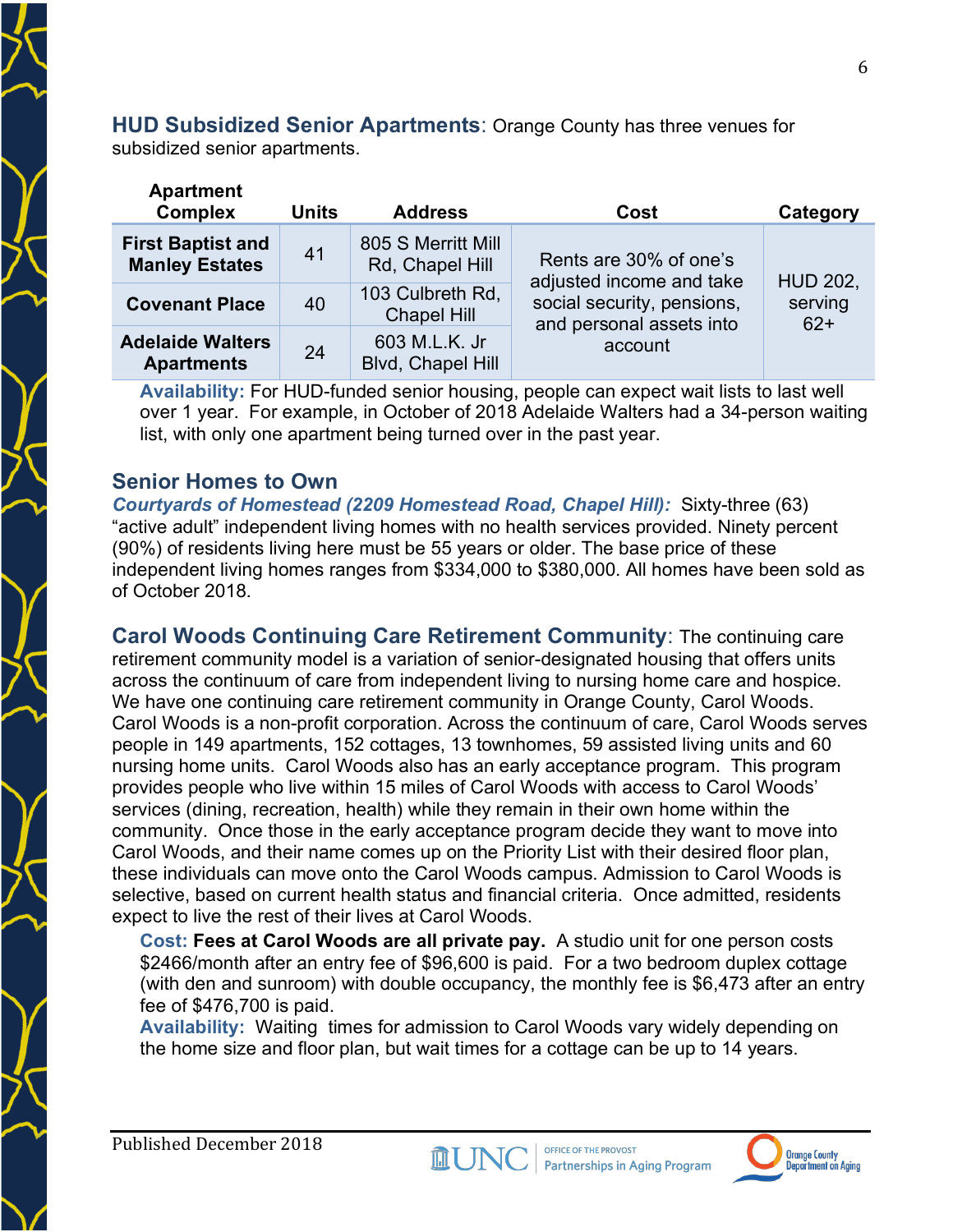**HUD Subsidized Senior Apartments**: Orange County has three venues for subsidized senior apartments.

| Apartment Complex | Units | Address | Cost | Category |
|---|---|---|---|---|
| **First Baptist and Manley Estates** | 41 | 805 S Merritt Mill Rd, Chapel Hill | Rents are 30% of one's adjusted income and take social security, pensions, and personal assets into account | HUD 202, serving 62+ |
| **Covenant Place** | 40 | 103 Culbreth Rd, Chapel Hill | | |
| **Adelaide Walters Apartments** | 24 | 603 M.L.K. Jr Blvd, Chapel Hill | | |

**Availability:** For HUD-funded senior housing, people can expect wait lists to last well over 1 year. For example, in October of 2018 Adelaide Walters had a 34-person waiting list, with only one apartment being turned over in the past year.

### Senior Homes to Own

***Courtyards of Homestead (2209 Homestead Road, Chapel Hill):*** Sixty-three (63) "active adult" independent living homes with no health services provided. Ninety percent (90%) of residents living here must be 55 years or older. The base price of these independent living homes ranges from $334,000 to $380,000. All homes have been sold as of October 2018.

**Carol Woods Continuing Care Retirement Community**: The continuing care retirement community model is a variation of senior-designated housing that offers units across the continuum of care from independent living to nursing home care and hospice. We have one continuing care retirement community in Orange County, Carol Woods. Carol Woods is a non-profit corporation. Across the continuum of care, Carol Woods serves people in 149 apartments, 152 cottages, 13 townhomes, 59 assisted living units and 60 nursing home units. Carol Woods also has an early acceptance program. This program provides people who live within 15 miles of Carol Woods with access to Carol Woods' services (dining, recreation, health) while they remain in their own home within the community. Once those in the early acceptance program decide they want to move into Carol Woods, and their name comes up on the Priority List with their desired floor plan, these individuals can move onto the Carol Woods campus. Admission to Carol Woods is selective, based on current health status and financial criteria. Once admitted, residents expect to live the rest of their lives at Carol Woods.

**Cost: Fees at Carol Woods are all private pay.** A studio unit for one person costs $2466/month after an entry fee of $96,600 is paid. For a two bedroom duplex cottage (with den and sunroom) with double occupancy, the monthly fee is $6,473 after an entry fee of $476,700 is paid.

**Availability:** Waiting times for admission to Carol Woods vary widely depending on the home size and floor plan, but wait times for a cottage can be up to 14 years.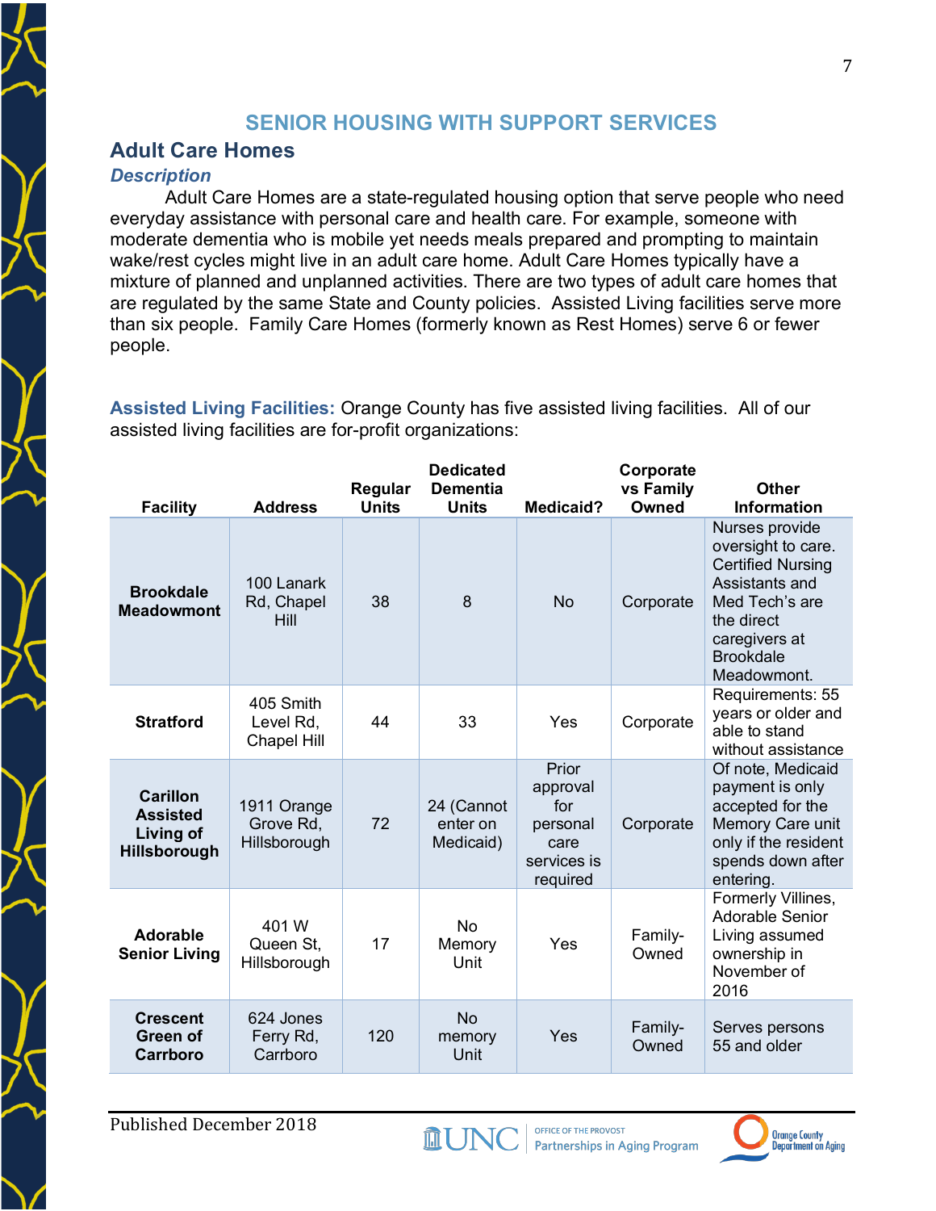## SENIOR HOUSING WITH SUPPORT SERVICES

### Adult Care Homes

#### *Description*

Adult Care Homes are a state-regulated housing option that serve people who need everyday assistance with personal care and health care. For example, someone with moderate dementia who is mobile yet needs meals prepared and prompting to maintain wake/rest cycles might live in an adult care home. Adult Care Homes typically have a mixture of planned and unplanned activities. There are two types of adult care homes that are regulated by the same State and County policies. Assisted Living facilities serve more than six people. Family Care Homes (formerly known as Rest Homes) serve 6 or fewer people.

**Assisted Living Facilities:** Orange County has five assisted living facilities. All of our assisted living facilities are for-profit organizations:

| Facility | Address | Regular Units | Dedicated Dementia Units | Medicaid? | Corporate vs Family Owned | Other Information |
|---|---|---|---|---|---|---|
| **Brookdale Meadowmont** | 100 Lanark Rd, Chapel Hill | 38 | 8 | No | Corporate | Nurses provide oversight to care. Certified Nursing Assistants and Med Tech's are the direct caregivers at Brookdale Meadowmont. |
| **Stratford** | 405 Smith Level Rd, Chapel Hill | 44 | 33 | Yes | Corporate | Requirements: 55 years or older and able to stand without assistance |
| **Carillon Assisted Living of Hillsborough** | 1911 Orange Grove Rd, Hillsborough | 72 | 24 (Cannot enter on Medicaid) | Prior approval for personal care services is required | Corporate | Of note, Medicaid payment is only accepted for the Memory Care unit only if the resident spends down after entering. |
| **Adorable Senior Living** | 401 W Queen St, Hillsborough | 17 | No Memory Unit | Yes | Family-Owned | Formerly Villines, Adorable Senior Living assumed ownership in November of 2016 |
| **Crescent Green of Carrboro** | 624 Jones Ferry Rd, Carrboro | 120 | No memory Unit | Yes | Family-Owned | Serves persons 55 and older |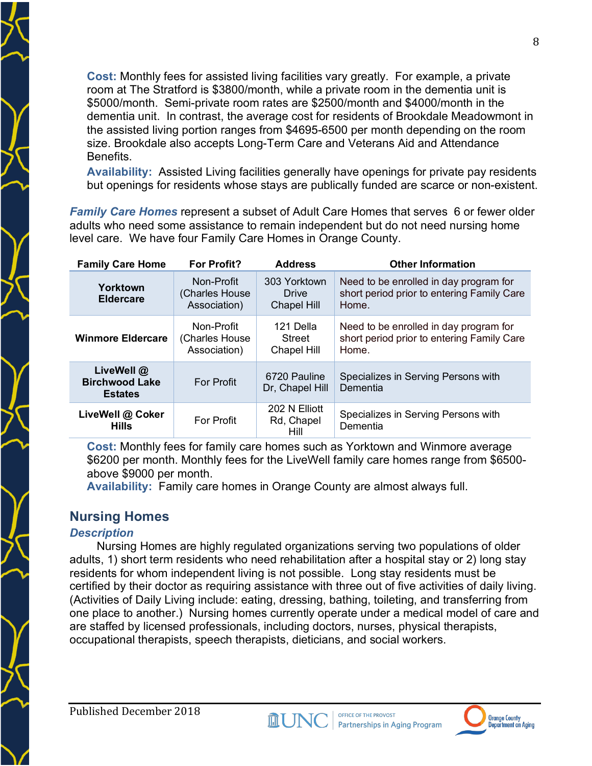**Cost:** Monthly fees for assisted living facilities vary greatly. For example, a private room at The Stratford is $3800/month, while a private room in the dementia unit is $5000/month. Semi-private room rates are $2500/month and $4000/month in the dementia unit. In contrast, the average cost for residents of Brookdale Meadowmont in the assisted living portion ranges from $4695-6500 per month depending on the room size. Brookdale also accepts Long-Term Care and Veterans Aid and Attendance Benefits.

**Availability:** Assisted Living facilities generally have openings for private pay residents but openings for residents whose stays are publically funded are scarce or non-existent.

***Family Care Homes*** represent a subset of Adult Care Homes that serves 6 or fewer older adults who need some assistance to remain independent but do not need nursing home level care. We have four Family Care Homes in Orange County.

| Family Care Home | For Profit? | Address | Other Information |
|---|---|---|---|
| **Yorktown Eldercare** | Non-Profit (Charles House Association) | 303 Yorktown Drive Chapel Hill | Need to be enrolled in day program for short period prior to entering Family Care Home. |
| **Winmore Eldercare** | Non-Profit (Charles House Association) | 121 Della Street Chapel Hill | Need to be enrolled in day program for short period prior to entering Family Care Home. |
| **LiveWell @ Birchwood Lake Estates** | For Profit | 6720 Pauline Dr, Chapel Hill | Specializes in Serving Persons with Dementia |
| **LiveWell @ Coker Hills** | For Profit | 202 N Elliott Rd, Chapel Hill | Specializes in Serving Persons with Dementia |

**Cost:** Monthly fees for family care homes such as Yorktown and Winmore average $6200 per month. Monthly fees for the LiveWell family care homes range from $6500-above $9000 per month.

**Availability:** Family care homes in Orange County are almost always full.

## Nursing Homes

### *Description*

Nursing Homes are highly regulated organizations serving two populations of older adults, 1) short term residents who need rehabilitation after a hospital stay or 2) long stay residents for whom independent living is not possible. Long stay residents must be certified by their doctor as requiring assistance with three out of five activities of daily living. (Activities of Daily Living include: eating, dressing, bathing, toileting, and transferring from one place to another.) Nursing homes currently operate under a medical model of care and are staffed by licensed professionals, including doctors, nurses, physical therapists, occupational therapists, speech therapists, dieticians, and social workers.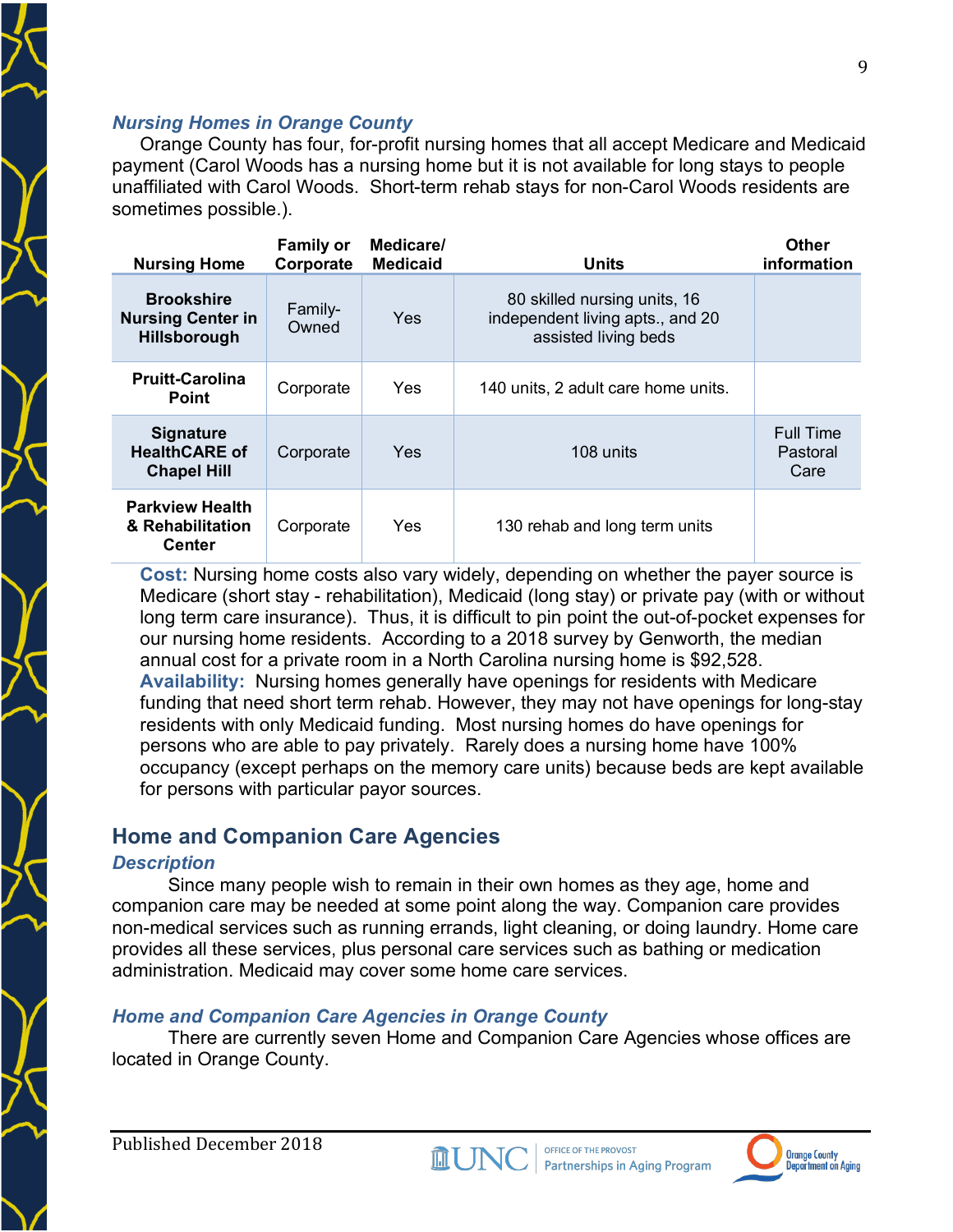### *Nursing Homes in Orange County*

Orange County has four, for-profit nursing homes that all accept Medicare and Medicaid payment (Carol Woods has a nursing home but it is not available for long stays to people unaffiliated with Carol Woods. Short-term rehab stays for non-Carol Woods residents are sometimes possible.).

| Nursing Home | Family or Corporate | Medicare/ Medicaid | Units | Other information |
|---|---|---|---|---|
| **Brookshire Nursing Center in Hillsborough** | Family-Owned | Yes | 80 skilled nursing units, 16 independent living apts., and 20 assisted living beds | |
| **Pruitt-Carolina Point** | Corporate | Yes | 140 units, 2 adult care home units. | |
| **Signature HealthCARE of Chapel Hill** | Corporate | Yes | 108 units | Full Time Pastoral Care |
| **Parkview Health & Rehabilitation Center** | Corporate | Yes | 130 rehab and long term units | |

**Cost:** Nursing home costs also vary widely, depending on whether the payer source is Medicare (short stay - rehabilitation), Medicaid (long stay) or private pay (with or without long term care insurance). Thus, it is difficult to pin point the out-of-pocket expenses for our nursing home residents. According to a 2018 survey by Genworth, the median annual cost for a private room in a North Carolina nursing home is $92,528.

**Availability:** Nursing homes generally have openings for residents with Medicare funding that need short term rehab. However, they may not have openings for long-stay residents with only Medicaid funding. Most nursing homes do have openings for persons who are able to pay privately. Rarely does a nursing home have 100% occupancy (except perhaps on the memory care units) because beds are kept available for persons with particular payor sources.

## Home and Companion Care Agencies

### *Description*

Since many people wish to remain in their own homes as they age, home and companion care may be needed at some point along the way. Companion care provides non-medical services such as running errands, light cleaning, or doing laundry. Home care provides all these services, plus personal care services such as bathing or medication administration. Medicaid may cover some home care services.

### *Home and Companion Care Agencies in Orange County*

There are currently seven Home and Companion Care Agencies whose offices are located in Orange County.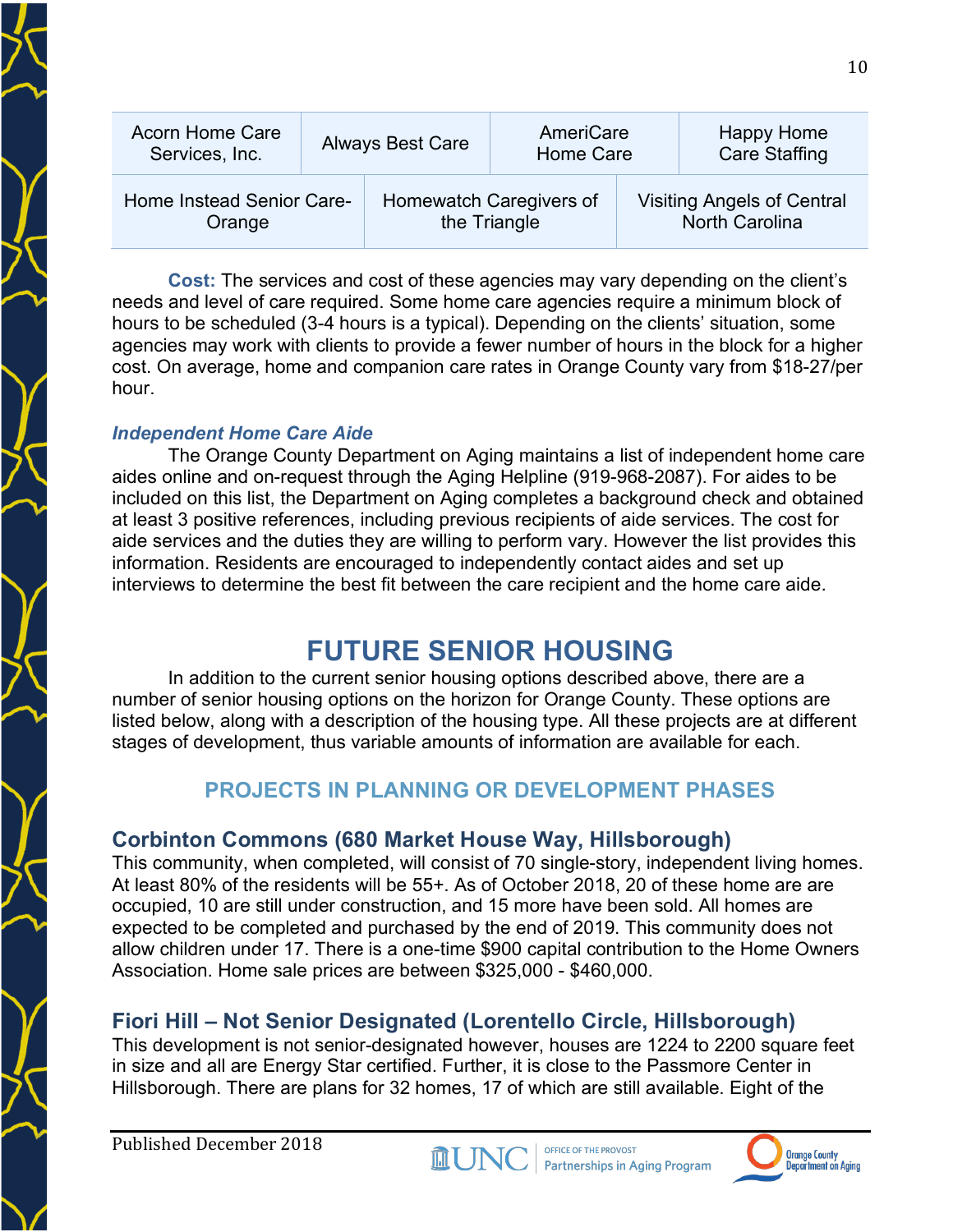| Acorn Home Care Services, Inc. | Always Best Care | AmeriCare Home Care | Happy Home Care Staffing |
|---|---|---|---|
| Home Instead Senior Care-Orange | Homewatch Caregivers of the Triangle | Visiting Angels of Central North Carolina | |

**Cost:** The services and cost of these agencies may vary depending on the client's needs and level of care required. Some home care agencies require a minimum block of hours to be scheduled (3-4 hours is a typical). Depending on the clients' situation, some agencies may work with clients to provide a fewer number of hours in the block for a higher cost. On average, home and companion care rates in Orange County vary from $18-27/per hour.

***Independent Home Care Aide***

The Orange County Department on Aging maintains a list of independent home care aides online and on-request through the Aging Helpline (919-968-2087). For aides to be included on this list, the Department on Aging completes a background check and obtained at least 3 positive references, including previous recipients of aide services. The cost for aide services and the duties they are willing to perform vary. However the list provides this information. Residents are encouraged to independently contact aides and set up interviews to determine the best fit between the care recipient and the home care aide.

# FUTURE SENIOR HOUSING

In addition to the current senior housing options described above, there are a number of senior housing options on the horizon for Orange County. These options are listed below, along with a description of the housing type. All these projects are at different stages of development, thus variable amounts of information are available for each.

## PROJECTS IN PLANNING OR DEVELOPMENT PHASES

### Corbinton Commons (680 Market House Way, Hillsborough)

This community, when completed, will consist of 70 single-story, independent living homes. At least 80% of the residents will be 55+. As of October 2018, 20 of these home are are occupied, 10 are still under construction, and 15 more have been sold. All homes are expected to be completed and purchased by the end of 2019. This community does not allow children under 17. There is a one-time $900 capital contribution to the Home Owners Association. Home sale prices are between $325,000 - $460,000.

### Fiori Hill – Not Senior Designated (Lorentello Circle, Hillsborough)

This development is not senior-designated however, houses are 1224 to 2200 square feet in size and all are Energy Star certified. Further, it is close to the Passmore Center in Hillsborough. There are plans for 32 homes, 17 of which are still available. Eight of the

Published December 2018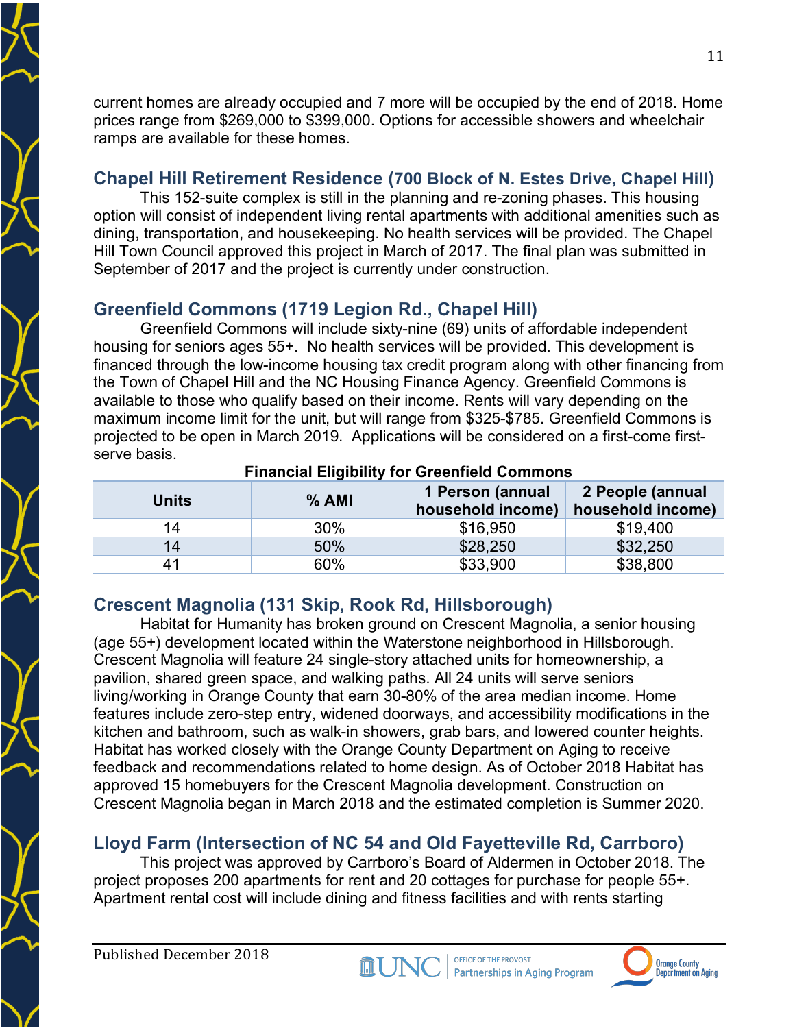current homes are already occupied and 7 more will be occupied by the end of 2018. Home prices range from $269,000 to $399,000. Options for accessible showers and wheelchair ramps are available for these homes.

## Chapel Hill Retirement Residence (700 Block of N. Estes Drive, Chapel Hill)

This 152-suite complex is still in the planning and re-zoning phases. This housing option will consist of independent living rental apartments with additional amenities such as dining, transportation, and housekeeping. No health services will be provided. The Chapel Hill Town Council approved this project in March of 2017. The final plan was submitted in September of 2017 and the project is currently under construction.

## Greenfield Commons (1719 Legion Rd., Chapel Hill)

Greenfield Commons will include sixty-nine (69) units of affordable independent housing for seniors ages 55+. No health services will be provided. This development is financed through the low-income housing tax credit program along with other financing from the Town of Chapel Hill and the NC Housing Finance Agency. Greenfield Commons is available to those who qualify based on their income. Rents will vary depending on the maximum income limit for the unit, but will range from $325-$785. Greenfield Commons is projected to be open in March 2019. Applications will be considered on a first-come first-serve basis.

**Financial Eligibility for Greenfield Commons**

| Units | % AMI | 1 Person (annual household income) | 2 People (annual household income) |
|---|---|---|---|
| 14 | 30% | $16,950 | $19,400 |
| 14 | 50% | $28,250 | $32,250 |
| 41 | 60% | $33,900 | $38,800 |

## Crescent Magnolia (131 Skip, Rook Rd, Hillsborough)

Habitat for Humanity has broken ground on Crescent Magnolia, a senior housing (age 55+) development located within the Waterstone neighborhood in Hillsborough. Crescent Magnolia will feature 24 single-story attached units for homeownership, a pavilion, shared green space, and walking paths. All 24 units will serve seniors living/working in Orange County that earn 30-80% of the area median income. Home features include zero-step entry, widened doorways, and accessibility modifications in the kitchen and bathroom, such as walk-in showers, grab bars, and lowered counter heights. Habitat has worked closely with the Orange County Department on Aging to receive feedback and recommendations related to home design. As of October 2018 Habitat has approved 15 homebuyers for the Crescent Magnolia development. Construction on Crescent Magnolia began in March 2018 and the estimated completion is Summer 2020.

## Lloyd Farm (Intersection of NC 54 and Old Fayetteville Rd, Carrboro)

This project was approved by Carrboro's Board of Aldermen in October 2018. The project proposes 200 apartments for rent and 20 cottages for purchase for people 55+. Apartment rental cost will include dining and fitness facilities and with rents starting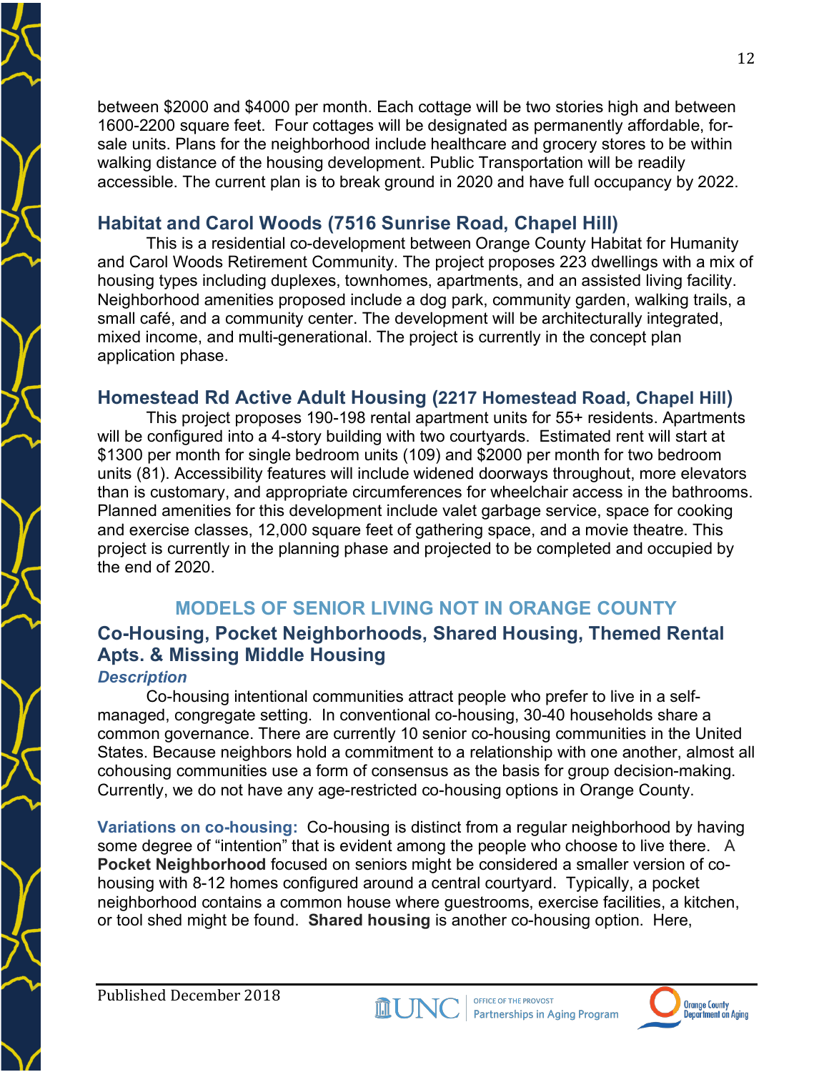between $2000 and $4000 per month. Each cottage will be two stories high and between 1600-2200 square feet. Four cottages will be designated as permanently affordable, for-sale units. Plans for the neighborhood include healthcare and grocery stores to be within walking distance of the housing development. Public Transportation will be readily accessible. The current plan is to break ground in 2020 and have full occupancy by 2022.

### Habitat and Carol Woods (7516 Sunrise Road, Chapel Hill)

This is a residential co-development between Orange County Habitat for Humanity and Carol Woods Retirement Community. The project proposes 223 dwellings with a mix of housing types including duplexes, townhomes, apartments, and an assisted living facility. Neighborhood amenities proposed include a dog park, community garden, walking trails, a small café, and a community center. The development will be architecturally integrated, mixed income, and multi-generational. The project is currently in the concept plan application phase.

### Homestead Rd Active Adult Housing (2217 Homestead Road, Chapel Hill)

This project proposes 190-198 rental apartment units for 55+ residents. Apartments will be configured into a 4-story building with two courtyards. Estimated rent will start at $1300 per month for single bedroom units (109) and $2000 per month for two bedroom units (81). Accessibility features will include widened doorways throughout, more elevators than is customary, and appropriate circumferences for wheelchair access in the bathrooms. Planned amenities for this development include valet garbage service, space for cooking and exercise classes, 12,000 square feet of gathering space, and a movie theatre. This project is currently in the planning phase and projected to be completed and occupied by the end of 2020.

## MODELS OF SENIOR LIVING NOT IN ORANGE COUNTY

### Co-Housing, Pocket Neighborhoods, Shared Housing, Themed Rental Apts. & Missing Middle Housing

***Description***

Co-housing intentional communities attract people who prefer to live in a self-managed, congregate setting. In conventional co-housing, 30-40 households share a common governance. There are currently 10 senior co-housing communities in the United States. Because neighbors hold a commitment to a relationship with one another, almost all cohousing communities use a form of consensus as the basis for group decision-making. Currently, we do not have any age-restricted co-housing options in Orange County.

**Variations on co-housing:** Co-housing is distinct from a regular neighborhood by having some degree of "intention" that is evident among the people who choose to live there. A **Pocket Neighborhood** focused on seniors might be considered a smaller version of co-housing with 8-12 homes configured around a central courtyard. Typically, a pocket neighborhood contains a common house where guestrooms, exercise facilities, a kitchen, or tool shed might be found. **Shared housing** is another co-housing option. Here,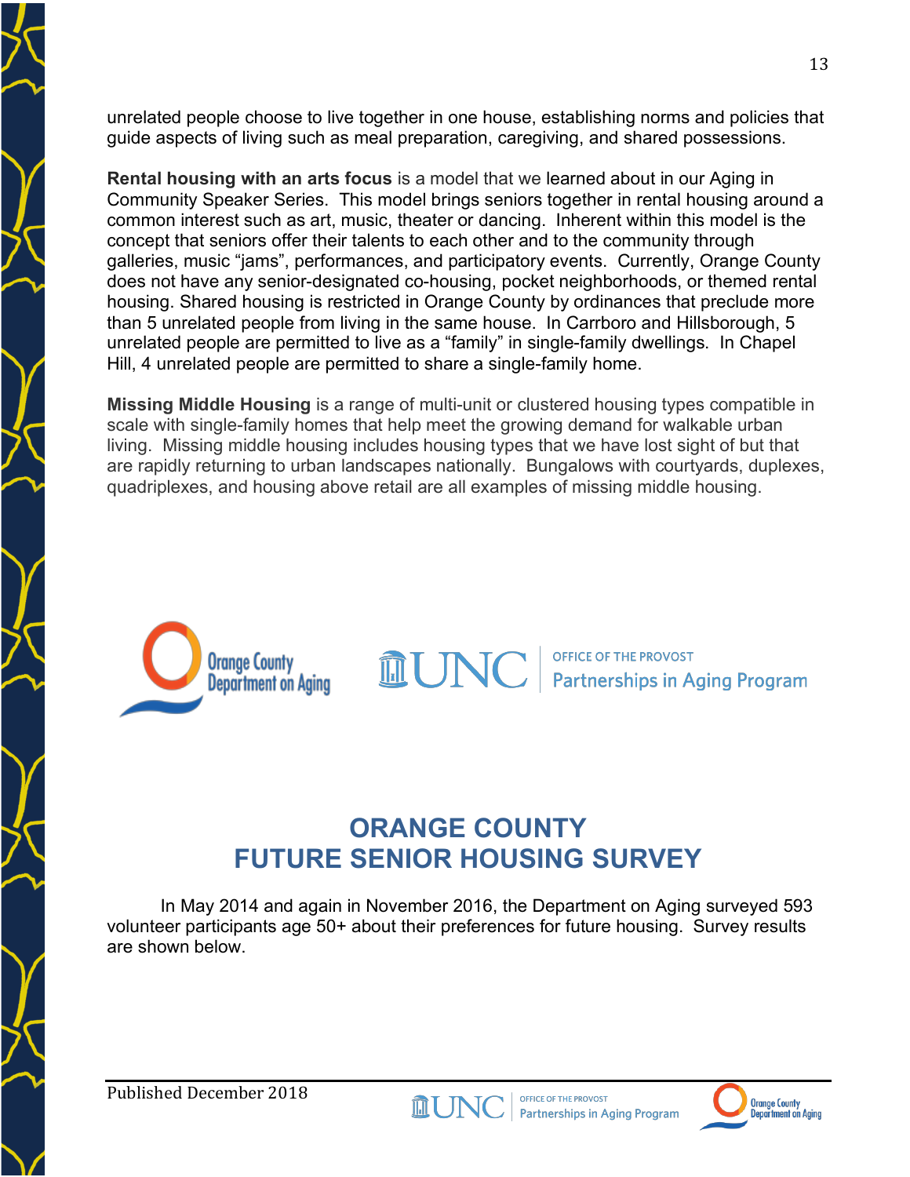unrelated people choose to live together in one house, establishing norms and policies that guide aspects of living such as meal preparation, caregiving, and shared possessions.

**Rental housing with an arts focus** is a model that we learned about in our Aging in Community Speaker Series. This model brings seniors together in rental housing around a common interest such as art, music, theater or dancing. Inherent within this model is the concept that seniors offer their talents to each other and to the community through galleries, music "jams", performances, and participatory events. Currently, Orange County does not have any senior-designated co-housing, pocket neighborhoods, or themed rental housing. Shared housing is restricted in Orange County by ordinances that preclude more than 5 unrelated people from living in the same house. In Carrboro and Hillsborough, 5 unrelated people are permitted to live as a "family" in single-family dwellings. In Chapel Hill, 4 unrelated people are permitted to share a single-family home.

**Missing Middle Housing** is a range of multi-unit or clustered housing types compatible in scale with single-family homes that help meet the growing demand for walkable urban living. Missing middle housing includes housing types that we have lost sight of but that are rapidly returning to urban landscapes nationally. Bungalows with courtyards, duplexes, quadriplexes, and housing above retail are all examples of missing middle housing.

Orange County Department on Aging | UNC OFFICE OF THE PROVOST Partnerships in Aging Program

## ORANGE COUNTY FUTURE SENIOR HOUSING SURVEY

In May 2014 and again in November 2016, the Department on Aging surveyed 593 volunteer participants age 50+ about their preferences for future housing. Survey results are shown below.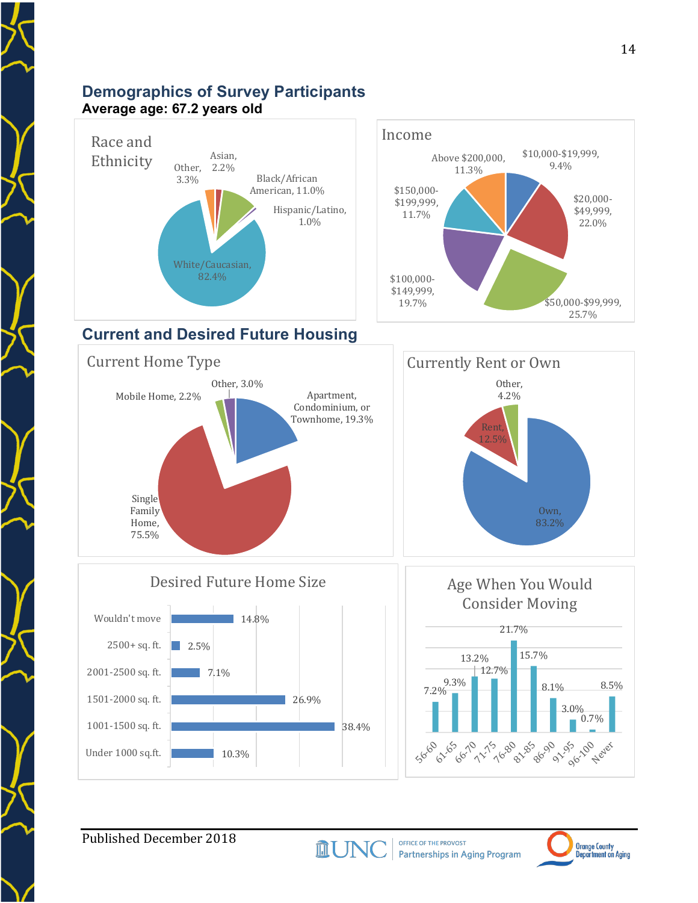## Demographics of Survey Participants

**Average age: 67.2 years old**

### Race and Ethnicity

| Category | Percent |
|---|---|
| White/Caucasian | 82.4% |
| Black/African American | 11.0% |
| Other | 3.3% |
| Asian | 2.2% |
| Hispanic/Latino | 1.0% |

### Income

| Category | Percent |
|---|---|
| $10,000-$19,999 | 9.4% |
| $20,000-$49,999 | 22.0% |
| $50,000-$99,999 | 25.7% |
| $100,000-$149,999 | 19.7% |
| $150,000-$199,999 | 11.7% |
| Above $200,000 | 11.3% |

## Current and Desired Future Housing

### Current Home Type

| Category | Percent |
|---|---|
| Single Family Home | 75.5% |
| Apartment, Condominium, or Townhome | 19.3% |
| Other | 3.0% |
| Mobile Home | 2.2% |

### Currently Rent or Own

| Category | Percent |
|---|---|
| Own | 83.2% |
| Rent | 12.5% |
| Other | 4.2% |

### Desired Future Home Size

| Category | Percent |
|---|---|
| Wouldn't move | 14.8% |
| 2500+ sq. ft. | 2.5% |
| 2001-2500 sq. ft. | 7.1% |
| 1501-2000 sq. ft. | 26.9% |
| 1001-1500 sq. ft. | 38.4% |
| Under 1000 sq.ft. | 10.3% |

### Age When You Would Consider Moving

| Age | Percent |
|---|---|
| 56-60 | 7.2% |
| 61-65 | 9.3% |
| 66-70 | 13.2% |
| 71-75 | 12.7% |
| 76-80 | 21.7% |
| 81-85 | 15.7% |
| 86-90 | 8.1% |
| 91-95 | 3.0% |
| 96-100 | 0.7% |
| Never | 8.5% |

Published December 2018

UNC Office of the Provost Partnerships in Aging Program

Orange County Department on Aging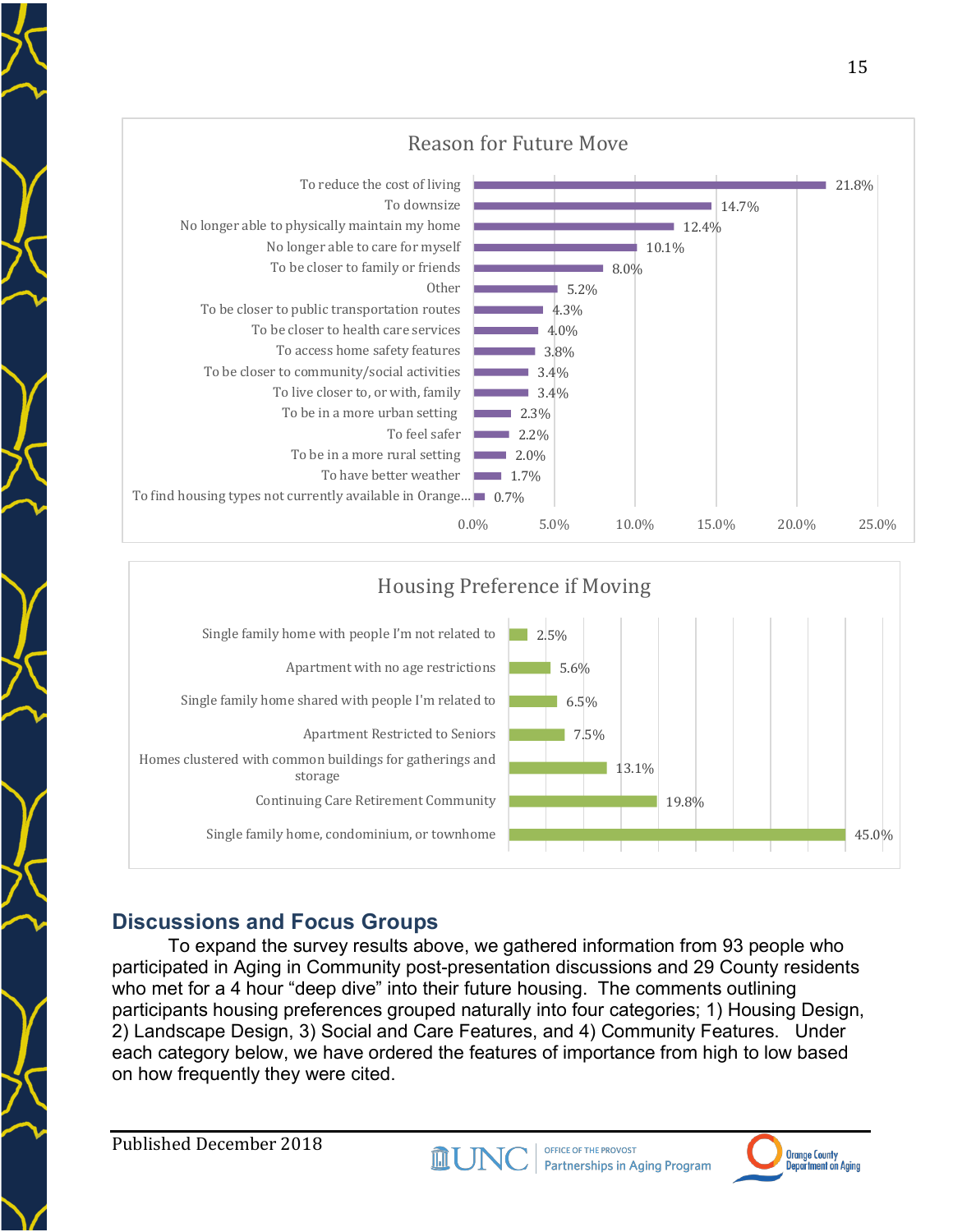**Reason for Future Move**

| Reason | Percent |
|---|---|
| To reduce the cost of living | 21.8% |
| To downsize | 14.7% |
| No longer able to physically maintain my home | 12.4% |
| No longer able to care for myself | 10.1% |
| To be closer to family or friends | 8.0% |
| Other | 5.2% |
| To be closer to public transportation routes | 4.3% |
| To be closer to health care services | 4.0% |
| To access home safety features | 3.8% |
| To be closer to community/social activities | 3.4% |
| To live closer to, or with, family | 3.4% |
| To be in a more urban setting | 2.3% |
| To feel safer | 2.2% |
| To be in a more rural setting | 2.0% |
| To have better weather | 1.7% |
| To find housing types not currently available in Orange... | 0.7% |

**Housing Preference if Moving**

| Housing Type | Percent |
|---|---|
| Single family home with people I'm not related to | 2.5% |
| Apartment with no age restrictions | 5.6% |
| Single family home shared with people I'm related to | 6.5% |
| Apartment Restricted to Seniors | 7.5% |
| Homes clustered with common buildings for gatherings and storage | 13.1% |
| Continuing Care Retirement Community | 19.8% |
| Single family home, condominium, or townhome | 45.0% |

## Discussions and Focus Groups

To expand the survey results above, we gathered information from 93 people who participated in Aging in Community post-presentation discussions and 29 County residents who met for a 4 hour "deep dive" into their future housing. The comments outlining participants housing preferences grouped naturally into four categories; 1) Housing Design, 2) Landscape Design, 3) Social and Care Features, and 4) Community Features. Under each category below, we have ordered the features of importance from high to low based on how frequently they were cited.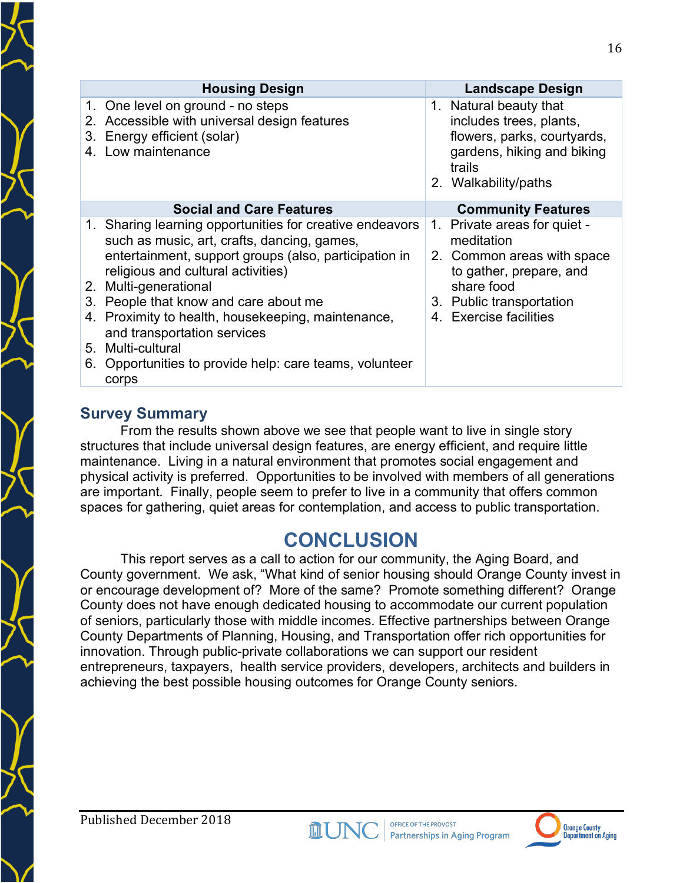| Housing Design | Landscape Design |
|---|---|
| 1. One level on ground - no steps<br>2. Accessible with universal design features<br>3. Energy efficient (solar)<br>4. Low maintenance | 1. Natural beauty that includes trees, plants, flowers, parks, courtyards, gardens, hiking and biking trails<br>2. Walkability/paths |
| **Social and Care Features** | **Community Features** |
| 1. Sharing learning opportunities for creative endeavors such as music, art, crafts, dancing, games, entertainment, support groups (also, participation in religious and cultural activities)<br>2. Multi-generational<br>3. People that know and care about me<br>4. Proximity to health, housekeeping, maintenance, and transportation services<br>5. Multi-cultural<br>6. Opportunities to provide help: care teams, volunteer corps | 1. Private areas for quiet - meditation<br>2. Common areas with space to gather, prepare, and share food<br>3. Public transportation<br>4. Exercise facilities |

## Survey Summary

From the results shown above we see that people want to live in single story structures that include universal design features, are energy efficient, and require little maintenance. Living in a natural environment that promotes social engagement and physical activity is preferred. Opportunities to be involved with members of all generations are important. Finally, people seem to prefer to live in a community that offers common spaces for gathering, quiet areas for contemplation, and access to public transportation.

# CONCLUSION

This report serves as a call to action for our community, the Aging Board, and County government. We ask, "What kind of senior housing should Orange County invest in or encourage development of? More of the same? Promote something different? Orange County does not have enough dedicated housing to accommodate our current population of seniors, particularly those with middle incomes. Effective partnerships between Orange County Departments of Planning, Housing, and Transportation offer rich opportunities for innovation. Through public-private collaborations we can support our resident entrepreneurs, taxpayers, health service providers, developers, architects and builders in achieving the best possible housing outcomes for Orange County seniors.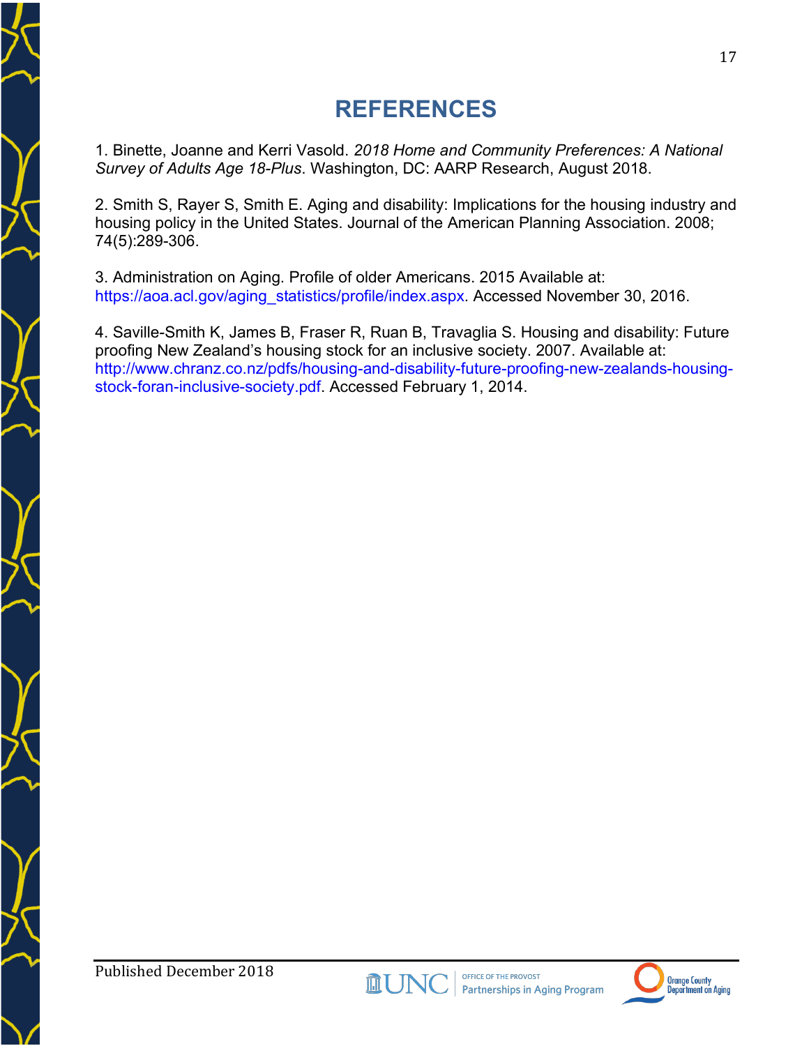# REFERENCES

1. Binette, Joanne and Kerri Vasold. *2018 Home and Community Preferences: A National Survey of Adults Age 18-Plus*. Washington, DC: AARP Research, August 2018.

2. Smith S, Rayer S, Smith E. Aging and disability: Implications for the housing industry and housing policy in the United States. Journal of the American Planning Association. 2008; 74(5):289-306.

3. Administration on Aging. Profile of older Americans. 2015 Available at: https://aoa.acl.gov/aging_statistics/profile/index.aspx. Accessed November 30, 2016.

4. Saville-Smith K, James B, Fraser R, Ruan B, Travaglia S. Housing and disability: Future proofing New Zealand's housing stock for an inclusive society. 2007. Available at: http://www.chranz.co.nz/pdfs/housing-and-disability-future-proofing-new-zealands-housing-stock-foran-inclusive-society.pdf. Accessed February 1, 2014.

Published December 2018